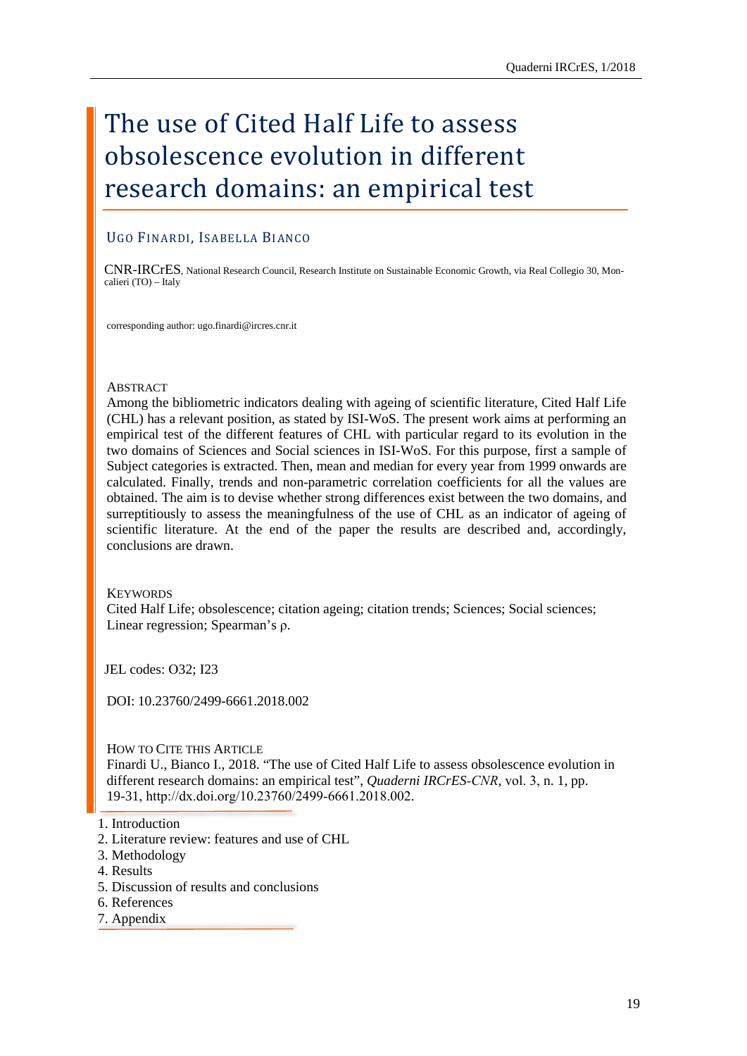# The use of Cited Half Life to assess obsolescence evolution in different research domains: an empirical test

UGO FINARDI, ISABELLA BIANCO

CNR-IRCrES, National Research Council, Research Institute on Sustainable Economic Growth, via Real Collegio 30, Moncalieri (TO) – Italy

corresponding author: ugo.finardi@ircres.cnr.it

ABSTRACT

Among the bibliometric indicators dealing with ageing of scientific literature, Cited Half Life (CHL) has a relevant position, as stated by ISI-WoS. The present work aims at performing an empirical test of the different features of CHL with particular regard to its evolution in the two domains of Sciences and Social sciences in ISI-WoS. For this purpose, first a sample of Subject categories is extracted. Then, mean and median for every year from 1999 onwards are calculated. Finally, trends and non-parametric correlation coefficients for all the values are obtained. The aim is to devise whether strong differences exist between the two domains, and surreptitiously to assess the meaningfulness of the use of CHL as an indicator of ageing of scientific literature. At the end of the paper the results are described and, accordingly, conclusions are drawn.

KEYWORDS

Cited Half Life; obsolescence; citation ageing; citation trends; Sciences; Social sciences; Linear regression; Spearman's ρ.

JEL codes: O32; I23

DOI: 10.23760/2499-6661.2018.002

HOW TO CITE THIS ARTICLE

Finardi U., Bianco I., 2018. "The use of Cited Half Life to assess obsolescence evolution in different research domains: an empirical test", *Quaderni IRCrES-CNR*, vol. 3, n. 1, pp. 19-31, http://dx.doi.org/10.23760/2499-6661.2018.002.

1. Introduction
2. Literature review: features and use of CHL
3. Methodology
4. Results
5. Discussion of results and conclusions
6. References
7. Appendix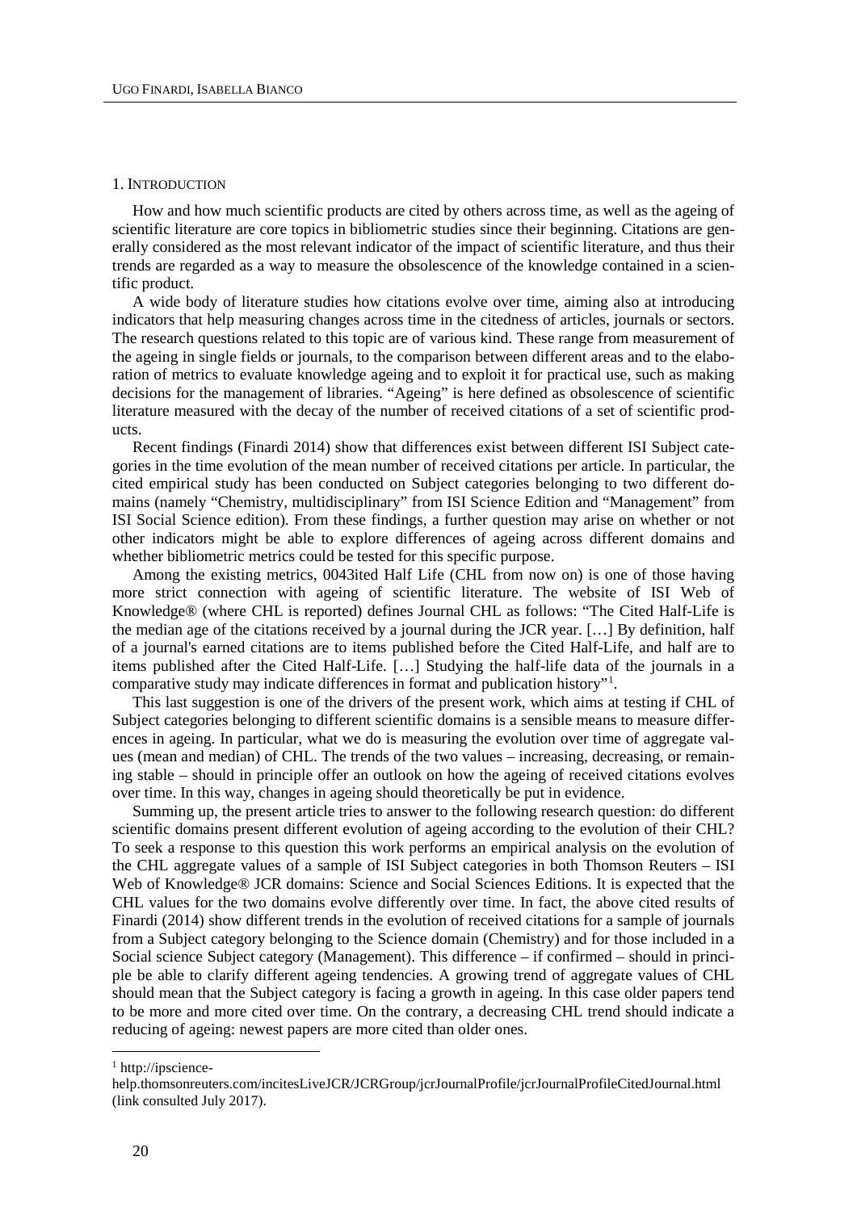## 1. Introduction

How and how much scientific products are cited by others across time, as well as the ageing of scientific literature are core topics in bibliometric studies since their beginning. Citations are generally considered as the most relevant indicator of the impact of scientific literature, and thus their trends are regarded as a way to measure the obsolescence of the knowledge contained in a scientific product.

A wide body of literature studies how citations evolve over time, aiming also at introducing indicators that help measuring changes across time in the citedness of articles, journals or sectors. The research questions related to this topic are of various kind. These range from measurement of the ageing in single fields or journals, to the comparison between different areas and to the elaboration of metrics to evaluate knowledge ageing and to exploit it for practical use, such as making decisions for the management of libraries. "Ageing" is here defined as obsolescence of scientific literature measured with the decay of the number of received citations of a set of scientific products.

Recent findings (Finardi 2014) show that differences exist between different ISI Subject categories in the time evolution of the mean number of received citations per article. In particular, the cited empirical study has been conducted on Subject categories belonging to two different domains (namely "Chemistry, multidisciplinary" from ISI Science Edition and "Management" from ISI Social Science edition). From these findings, a further question may arise on whether or not other indicators might be able to explore differences of ageing across different domains and whether bibliometric metrics could be tested for this specific purpose.

Among the existing metrics, 0043ited Half Life (CHL from now on) is one of those having more strict connection with ageing of scientific literature. The website of ISI Web of Knowledge® (where CHL is reported) defines Journal CHL as follows: "The Cited Half-Life is the median age of the citations received by a journal during the JCR year. […] By definition, half of a journal's earned citations are to items published before the Cited Half-Life, and half are to items published after the Cited Half-Life. […] Studying the half-life data of the journals in a comparative study may indicate differences in format and publication history"[1].

This last suggestion is one of the drivers of the present work, which aims at testing if CHL of Subject categories belonging to different scientific domains is a sensible means to measure differences in ageing. In particular, what we do is measuring the evolution over time of aggregate values (mean and median) of CHL. The trends of the two values – increasing, decreasing, or remaining stable – should in principle offer an outlook on how the ageing of received citations evolves over time. In this way, changes in ageing should theoretically be put in evidence.

Summing up, the present article tries to answer to the following research question: do different scientific domains present different evolution of ageing according to the evolution of their CHL? To seek a response to this question this work performs an empirical analysis on the evolution of the CHL aggregate values of a sample of ISI Subject categories in both Thomson Reuters – ISI Web of Knowledge® JCR domains: Science and Social Sciences Editions. It is expected that the CHL values for the two domains evolve differently over time. In fact, the above cited results of Finardi (2014) show different trends in the evolution of received citations for a sample of journals from a Subject category belonging to the Science domain (Chemistry) and for those included in a Social science Subject category (Management). This difference – if confirmed – should in principle be able to clarify different ageing tendencies. A growing trend of aggregate values of CHL should mean that the Subject category is facing a growth in ageing. In this case older papers tend to be more and more cited over time. On the contrary, a decreasing CHL trend should indicate a reducing of ageing: newest papers are more cited than older ones.

---

[1] http://ipscience-help.thomsonreuters.com/incitesLiveJCR/JCRGroup/jcrJournalProfile/jcrJournalProfileCitedJournal.html (link consulted July 2017).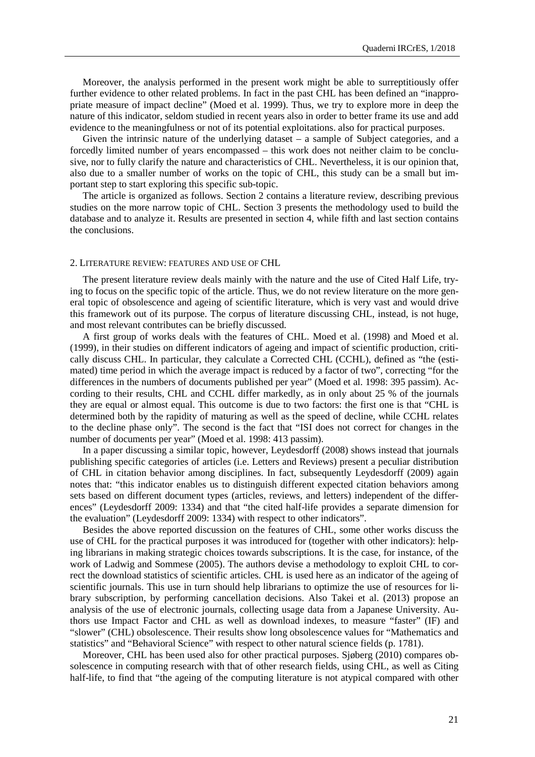Moreover, the analysis performed in the present work might be able to surreptitiously offer further evidence to other related problems. In fact in the past CHL has been defined an "inappropriate measure of impact decline" (Moed et al. 1999). Thus, we try to explore more in deep the nature of this indicator, seldom studied in recent years also in order to better frame its use and add evidence to the meaningfulness or not of its potential exploitations. also for practical purposes.

Given the intrinsic nature of the underlying dataset – a sample of Subject categories, and a forcedly limited number of years encompassed – this work does not neither claim to be conclusive, nor to fully clarify the nature and characteristics of CHL. Nevertheless, it is our opinion that, also due to a smaller number of works on the topic of CHL, this study can be a small but important step to start exploring this specific sub-topic.

The article is organized as follows. Section 2 contains a literature review, describing previous studies on the more narrow topic of CHL. Section 3 presents the methodology used to build the database and to analyze it. Results are presented in section 4, while fifth and last section contains the conclusions.

## 2. Literature review: features and use of CHL

The present literature review deals mainly with the nature and the use of Cited Half Life, trying to focus on the specific topic of the article. Thus, we do not review literature on the more general topic of obsolescence and ageing of scientific literature, which is very vast and would drive this framework out of its purpose. The corpus of literature discussing CHL, instead, is not huge, and most relevant contributes can be briefly discussed.

A first group of works deals with the features of CHL. Moed et al. (1998) and Moed et al. (1999), in their studies on different indicators of ageing and impact of scientific production, critically discuss CHL. In particular, they calculate a Corrected CHL (CCHL), defined as "the (estimated) time period in which the average impact is reduced by a factor of two", correcting "for the differences in the numbers of documents published per year" (Moed et al. 1998: 395 passim). According to their results, CHL and CCHL differ markedly, as in only about 25 % of the journals they are equal or almost equal. This outcome is due to two factors: the first one is that "CHL is determined both by the rapidity of maturing as well as the speed of decline, while CCHL relates to the decline phase only". The second is the fact that "ISI does not correct for changes in the number of documents per year" (Moed et al. 1998: 413 passim).

In a paper discussing a similar topic, however, Leydesdorff (2008) shows instead that journals publishing specific categories of articles (i.e. Letters and Reviews) present a peculiar distribution of CHL in citation behavior among disciplines. In fact, subsequently Leydesdorff (2009) again notes that: "this indicator enables us to distinguish different expected citation behaviors among sets based on different document types (articles, reviews, and letters) independent of the differences" (Leydesdorff 2009: 1334) and that "the cited half-life provides a separate dimension for the evaluation" (Leydesdorff 2009: 1334) with respect to other indicators".

Besides the above reported discussion on the features of CHL, some other works discuss the use of CHL for the practical purposes it was introduced for (together with other indicators): helping librarians in making strategic choices towards subscriptions. It is the case, for instance, of the work of Ladwig and Sommese (2005). The authors devise a methodology to exploit CHL to correct the download statistics of scientific articles. CHL is used here as an indicator of the ageing of scientific journals. This use in turn should help librarians to optimize the use of resources for library subscription, by performing cancellation decisions. Also Takei et al. (2013) propose an analysis of the use of electronic journals, collecting usage data from a Japanese University. Authors use Impact Factor and CHL as well as download indexes, to measure "faster" (IF) and "slower" (CHL) obsolescence. Their results show long obsolescence values for "Mathematics and statistics" and "Behavioral Science" with respect to other natural science fields (p. 1781).

Moreover, CHL has been used also for other practical purposes. Sjøberg (2010) compares obsolescence in computing research with that of other research fields, using CHL, as well as Citing half-life, to find that "the ageing of the computing literature is not atypical compared with other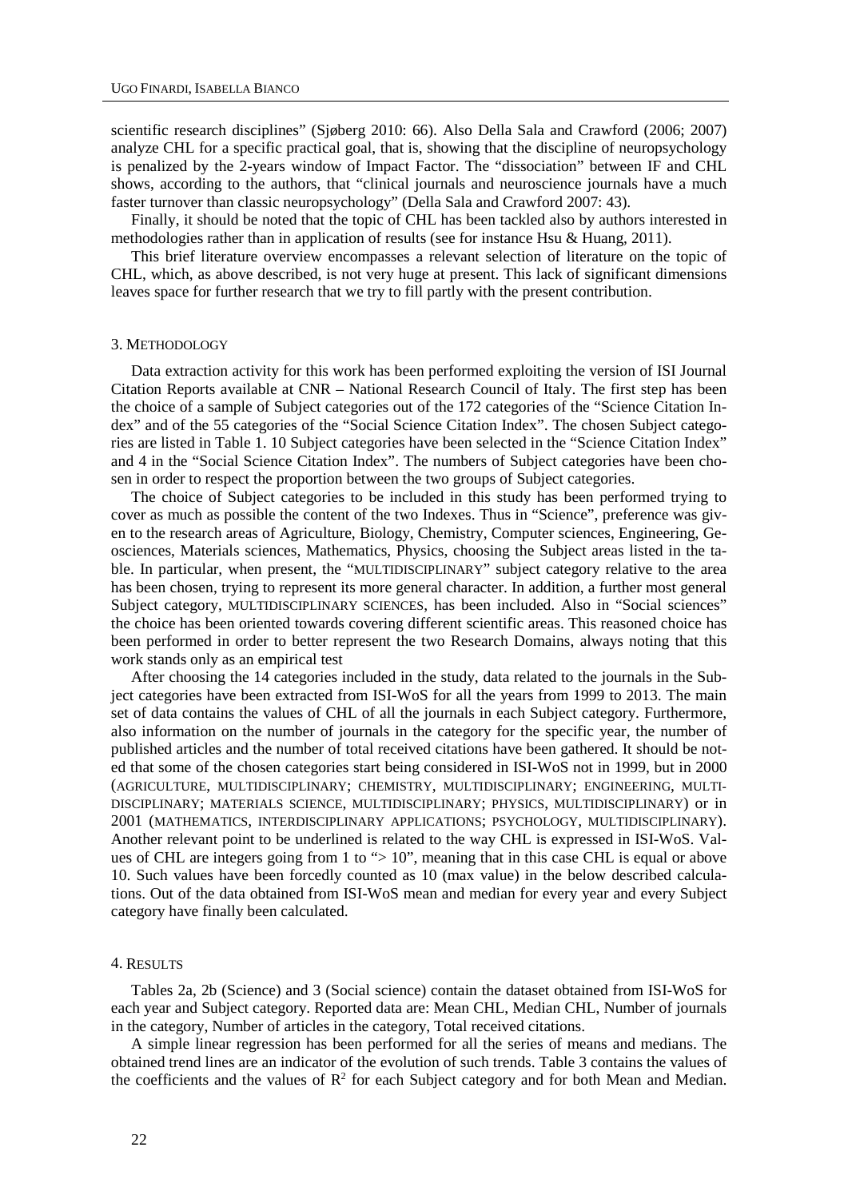scientific research disciplines" (Sjøberg 2010: 66). Also Della Sala and Crawford (2006; 2007) analyze CHL for a specific practical goal, that is, showing that the discipline of neuropsychology is penalized by the 2-years window of Impact Factor. The "dissociation" between IF and CHL shows, according to the authors, that "clinical journals and neuroscience journals have a much faster turnover than classic neuropsychology" (Della Sala and Crawford 2007: 43).

Finally, it should be noted that the topic of CHL has been tackled also by authors interested in methodologies rather than in application of results (see for instance Hsu & Huang, 2011).

This brief literature overview encompasses a relevant selection of literature on the topic of CHL, which, as above described, is not very huge at present. This lack of significant dimensions leaves space for further research that we try to fill partly with the present contribution.

## 3. Methodology

Data extraction activity for this work has been performed exploiting the version of ISI Journal Citation Reports available at CNR – National Research Council of Italy. The first step has been the choice of a sample of Subject categories out of the 172 categories of the "Science Citation Index" and of the 55 categories of the "Social Science Citation Index". The chosen Subject categories are listed in Table 1. 10 Subject categories have been selected in the "Science Citation Index" and 4 in the "Social Science Citation Index". The numbers of Subject categories have been chosen in order to respect the proportion between the two groups of Subject categories.

The choice of Subject categories to be included in this study has been performed trying to cover as much as possible the content of the two Indexes. Thus in "Science", preference was given to the research areas of Agriculture, Biology, Chemistry, Computer sciences, Engineering, Geosciences, Materials sciences, Mathematics, Physics, choosing the Subject areas listed in the table. In particular, when present, the "MULTIDISCIPLINARY" subject category relative to the area has been chosen, trying to represent its more general character. In addition, a further most general Subject category, MULTIDISCIPLINARY SCIENCES, has been included. Also in "Social sciences" the choice has been oriented towards covering different scientific areas. This reasoned choice has been performed in order to better represent the two Research Domains, always noting that this work stands only as an empirical test

After choosing the 14 categories included in the study, data related to the journals in the Subject categories have been extracted from ISI-WoS for all the years from 1999 to 2013. The main set of data contains the values of CHL of all the journals in each Subject category. Furthermore, also information on the number of journals in the category for the specific year, the number of published articles and the number of total received citations have been gathered. It should be noted that some of the chosen categories start being considered in ISI-WoS not in 1999, but in 2000 (AGRICULTURE, MULTIDISCIPLINARY; CHEMISTRY, MULTIDISCIPLINARY; ENGINEERING, MULTIDISCIPLINARY; MATERIALS SCIENCE, MULTIDISCIPLINARY; PHYSICS, MULTIDISCIPLINARY) or in 2001 (MATHEMATICS, INTERDISCIPLINARY APPLICATIONS; PSYCHOLOGY, MULTIDISCIPLINARY). Another relevant point to be underlined is related to the way CHL is expressed in ISI-WoS. Values of CHL are integers going from 1 to "> 10", meaning that in this case CHL is equal or above 10. Such values have been forcedly counted as 10 (max value) in the below described calculations. Out of the data obtained from ISI-WoS mean and median for every year and every Subject category have finally been calculated.

## 4. Results

Tables 2a, 2b (Science) and 3 (Social science) contain the dataset obtained from ISI-WoS for each year and Subject category. Reported data are: Mean CHL, Median CHL, Number of journals in the category, Number of articles in the category, Total received citations.

A simple linear regression has been performed for all the series of means and medians. The obtained trend lines are an indicator of the evolution of such trends. Table 3 contains the values of the coefficients and the values of $R^2$ for each Subject category and for both Mean and Median.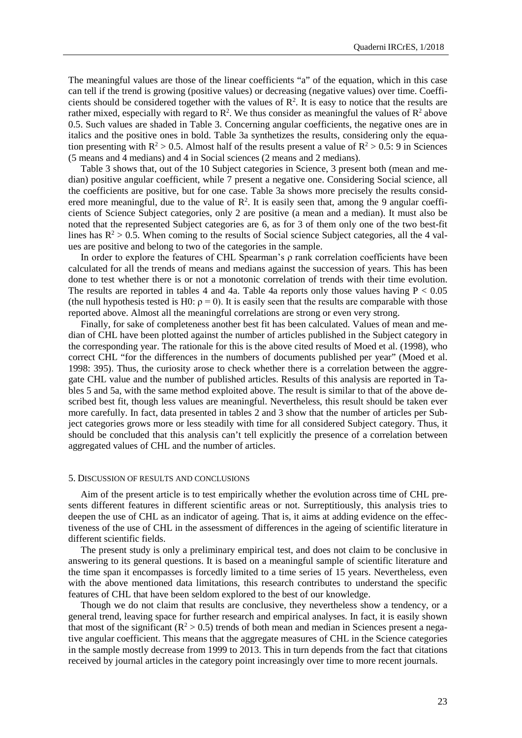The meaningful values are those of the linear coefficients "a" of the equation, which in this case can tell if the trend is growing (positive values) or decreasing (negative values) over time. Coefficients should be considered together with the values of $R^2$. It is easy to notice that the results are rather mixed, especially with regard to $R^2$. We thus consider as meaningful the values of $R^2$ above 0.5. Such values are shaded in Table 3. Concerning angular coefficients, the negative ones are in italics and the positive ones in bold. Table 3a synthetizes the results, considering only the equation presenting with $R^2 > 0.5$. Almost half of the results present a value of $R^2 > 0.5$: 9 in Sciences (5 means and 4 medians) and 4 in Social sciences (2 means and 2 medians).

Table 3 shows that, out of the 10 Subject categories in Science, 3 present both (mean and median) positive angular coefficient, while 7 present a negative one. Considering Social science, all the coefficients are positive, but for one case. Table 3a shows more precisely the results considered more meaningful, due to the value of $R^2$. It is easily seen that, among the 9 angular coefficients of Science Subject categories, only 2 are positive (a mean and a median). It must also be noted that the represented Subject categories are 6, as for 3 of them only one of the two best-fit lines has $R^2 > 0.5$. When coming to the results of Social science Subject categories, all the 4 values are positive and belong to two of the categories in the sample.

In order to explore the features of CHL Spearman's ρ rank correlation coefficients have been calculated for all the trends of means and medians against the succession of years. This has been done to test whether there is or not a monotonic correlation of trends with their time evolution. The results are reported in tables 4 and 4a. Table 4a reports only those values having $P < 0.05$ (the null hypothesis tested is H0: $\rho = 0$). It is easily seen that the results are comparable with those reported above. Almost all the meaningful correlations are strong or even very strong.

Finally, for sake of completeness another best fit has been calculated. Values of mean and median of CHL have been plotted against the number of articles published in the Subject category in the corresponding year. The rationale for this is the above cited results of Moed et al. (1998), who correct CHL "for the differences in the numbers of documents published per year" (Moed et al. 1998: 395). Thus, the curiosity arose to check whether there is a correlation between the aggregate CHL value and the number of published articles. Results of this analysis are reported in Tables 5 and 5a, with the same method exploited above. The result is similar to that of the above described best fit, though less values are meaningful. Nevertheless, this result should be taken ever more carefully. In fact, data presented in tables 2 and 3 show that the number of articles per Subject categories grows more or less steadily with time for all considered Subject category. Thus, it should be concluded that this analysis can't tell explicitly the presence of a correlation between aggregated values of CHL and the number of articles.

## 5. Discussion of results and conclusions

Aim of the present article is to test empirically whether the evolution across time of CHL presents different features in different scientific areas or not. Surreptitiously, this analysis tries to deepen the use of CHL as an indicator of ageing. That is, it aims at adding evidence on the effectiveness of the use of CHL in the assessment of differences in the ageing of scientific literature in different scientific fields.

The present study is only a preliminary empirical test, and does not claim to be conclusive in answering to its general questions. It is based on a meaningful sample of scientific literature and the time span it encompasses is forcedly limited to a time series of 15 years. Nevertheless, even with the above mentioned data limitations, this research contributes to understand the specific features of CHL that have been seldom explored to the best of our knowledge.

Though we do not claim that results are conclusive, they nevertheless show a tendency, or a general trend, leaving space for further research and empirical analyses. In fact, it is easily shown that most of the significant ($R^2 > 0.5$) trends of both mean and median in Sciences present a negative angular coefficient. This means that the aggregate measures of CHL in the Science categories in the sample mostly decrease from 1999 to 2013. This in turn depends from the fact that citations received by journal articles in the category point increasingly over time to more recent journals.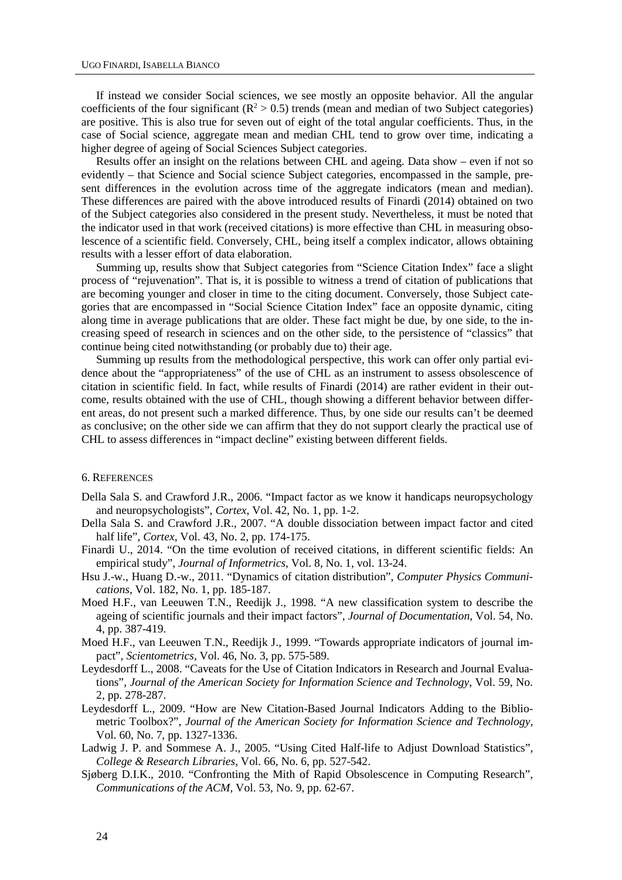If instead we consider Social sciences, we see mostly an opposite behavior. All the angular coefficients of the four significant ($R^2 > 0.5$) trends (mean and median of two Subject categories) are positive. This is also true for seven out of eight of the total angular coefficients. Thus, in the case of Social science, aggregate mean and median CHL tend to grow over time, indicating a higher degree of ageing of Social Sciences Subject categories.

Results offer an insight on the relations between CHL and ageing. Data show – even if not so evidently – that Science and Social science Subject categories, encompassed in the sample, present differences in the evolution across time of the aggregate indicators (mean and median). These differences are paired with the above introduced results of Finardi (2014) obtained on two of the Subject categories also considered in the present study. Nevertheless, it must be noted that the indicator used in that work (received citations) is more effective than CHL in measuring obsolescence of a scientific field. Conversely, CHL, being itself a complex indicator, allows obtaining results with a lesser effort of data elaboration.

Summing up, results show that Subject categories from "Science Citation Index" face a slight process of "rejuvenation". That is, it is possible to witness a trend of citation of publications that are becoming younger and closer in time to the citing document. Conversely, those Subject categories that are encompassed in "Social Science Citation Index" face an opposite dynamic, citing along time in average publications that are older. These fact might be due, by one side, to the increasing speed of research in sciences and on the other side, to the persistence of "classics" that continue being cited notwithstanding (or probably due to) their age.

Summing up results from the methodological perspective, this work can offer only partial evidence about the "appropriateness" of the use of CHL as an instrument to assess obsolescence of citation in scientific field. In fact, while results of Finardi (2014) are rather evident in their outcome, results obtained with the use of CHL, though showing a different behavior between different areas, do not present such a marked difference. Thus, by one side our results can't be deemed as conclusive; on the other side we can affirm that they do not support clearly the practical use of CHL to assess differences in "impact decline" existing between different fields.

## 6. References

Della Sala S. and Crawford J.R., 2006. "Impact factor as we know it handicaps neuropsychology and neuropsychologists", *Cortex*, Vol. 42, No. 1, pp. 1-2.

Della Sala S. and Crawford J.R., 2007. "A double dissociation between impact factor and cited half life", *Cortex*, Vol. 43, No. 2, pp. 174-175.

Finardi U., 2014. "On the time evolution of received citations, in different scientific fields: An empirical study", *Journal of Informetrics*, Vol. 8, No. 1, vol. 13-24.

Hsu J.-w., Huang D.-w., 2011. "Dynamics of citation distribution", *Computer Physics Communications*, Vol. 182, No. 1, pp. 185-187.

Moed H.F., van Leeuwen T.N., Reedijk J., 1998. "A new classification system to describe the ageing of scientific journals and their impact factors", *Journal of Documentation*, Vol. 54, No. 4, pp. 387-419.

Moed H.F., van Leeuwen T.N., Reedijk J., 1999. "Towards appropriate indicators of journal impact", *Scientometrics*, Vol. 46, No. 3, pp. 575-589.

Leydesdorff L., 2008. "Caveats for the Use of Citation Indicators in Research and Journal Evaluations", *Journal of the American Society for Information Science and Technology*, Vol. 59, No. 2, pp. 278-287.

Leydesdorff L., 2009. "How are New Citation-Based Journal Indicators Adding to the Bibliometric Toolbox?", *Journal of the American Society for Information Science and Technology*, Vol. 60, No. 7, pp. 1327-1336.

Ladwig J. P. and Sommese A. J., 2005. "Using Cited Half-life to Adjust Download Statistics", *College & Research Libraries*, Vol. 66, No. 6, pp. 527-542.

Sjøberg D.I.K., 2010. "Confronting the Mith of Rapid Obsolescence in Computing Research", *Communications of the ACM*, Vol. 53, No. 9, pp. 62-67.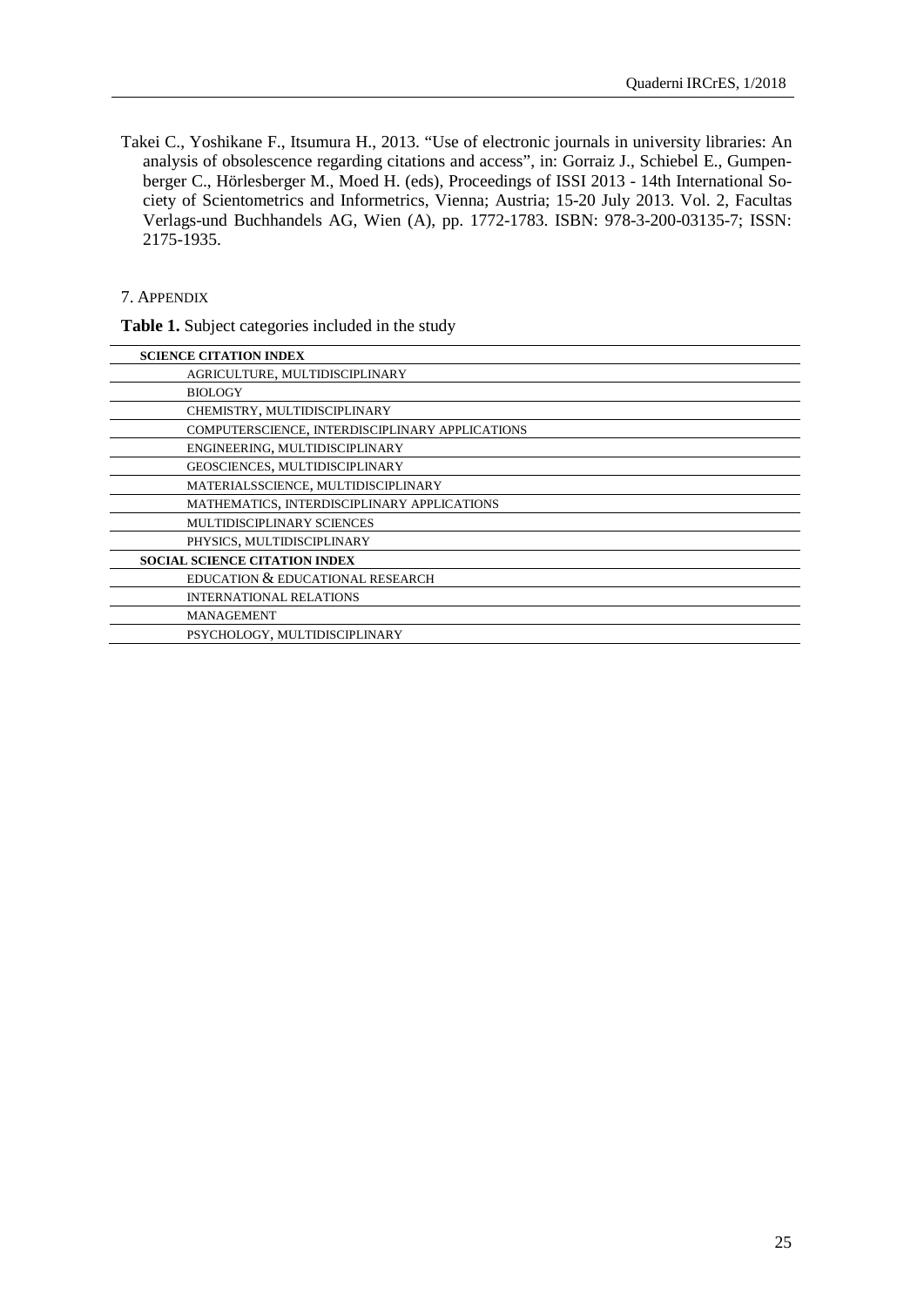Takei C., Yoshikane F., Itsumura H., 2013. "Use of electronic journals in university libraries: An analysis of obsolescence regarding citations and access", in: Gorraiz J., Schiebel E., Gumpenberger C., Hörlesberger M., Moed H. (eds), Proceedings of ISSI 2013 - 14th International Society of Scientometrics and Informetrics, Vienna; Austria; 15-20 July 2013. Vol. 2, Facultas Verlags-und Buchhandels AG, Wien (A), pp. 1772-1783. ISBN: 978-3-200-03135-7; ISSN: 2175-1935.

## 7. Appendix

**Table 1.** Subject categories included in the study

| **SCIENCE CITATION INDEX** |
|---|
| AGRICULTURE, MULTIDISCIPLINARY |
| BIOLOGY |
| CHEMISTRY, MULTIDISCIPLINARY |
| COMPUTERSCIENCE, INTERDISCIPLINARY APPLICATIONS |
| ENGINEERING, MULTIDISCIPLINARY |
| GEOSCIENCES, MULTIDISCIPLINARY |
| MATERIALSSCIENCE, MULTIDISCIPLINARY |
| MATHEMATICS, INTERDISCIPLINARY APPLICATIONS |
| MULTIDISCIPLINARY SCIENCES |
| PHYSICS, MULTIDISCIPLINARY |
| **SOCIAL SCIENCE CITATION INDEX** |
| EDUCATION & EDUCATIONAL RESEARCH |
| INTERNATIONAL RELATIONS |
| MANAGEMENT |
| PSYCHOLOGY, MULTIDISCIPLINARY |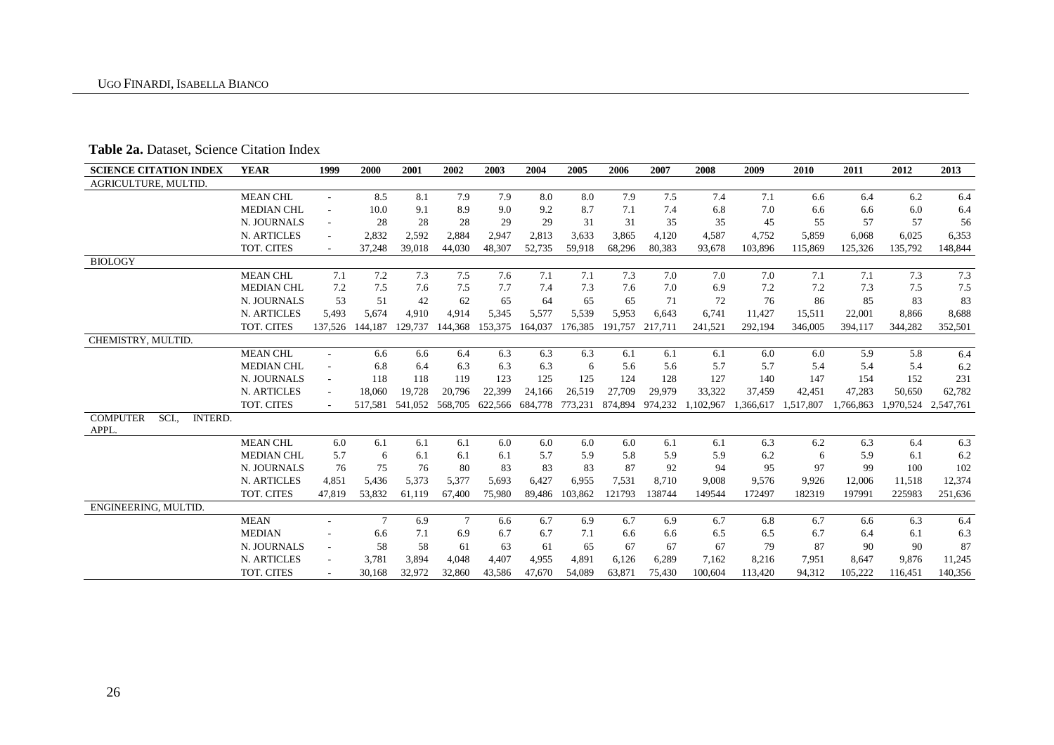**Table 2a.** Dataset, Science Citation Index

| SCIENCE CITATION INDEX | YEAR | 1999 | 2000 | 2001 | 2002 | 2003 | 2004 | 2005 | 2006 | 2007 | 2008 | 2009 | 2010 | 2011 | 2012 | 2013 |
|---|---|---|---|---|---|---|---|---|---|---|---|---|---|---|---|---|
| AGRICULTURE, MULTID. | | | | | | | | | | | | | | | | |
| | MEAN CHL | - | 8.5 | 8.1 | 7.9 | 7.9 | 8.0 | 8.0 | 7.9 | 7.5 | 7.4 | 7.1 | 6.6 | 6.4 | 6.2 | 6.4 |
| | MEDIAN CHL | - | 10.0 | 9.1 | 8.9 | 9.0 | 9.2 | 8.7 | 7.1 | 7.4 | 6.8 | 7.0 | 6.6 | 6.6 | 6.0 | 6.4 |
| | N. JOURNALS | - | 28 | 28 | 28 | 29 | 29 | 31 | 31 | 35 | 35 | 45 | 55 | 57 | 57 | 56 |
| | N. ARTICLES | - | 2,832 | 2,592 | 2,884 | 2,947 | 2,813 | 3,633 | 3,865 | 4,120 | 4,587 | 4,752 | 5,859 | 6,068 | 6,025 | 6,353 |
| | TOT. CITES | - | 37,248 | 39,018 | 44,030 | 48,307 | 52,735 | 59,918 | 68,296 | 80,383 | 93,678 | 103,896 | 115,869 | 125,326 | 135,792 | 148,844 |
| BIOLOGY | | | | | | | | | | | | | | | | |
| | MEAN CHL | 7.1 | 7.2 | 7.3 | 7.5 | 7.6 | 7.1 | 7.1 | 7.3 | 7.0 | 7.0 | 7.0 | 7.1 | 7.1 | 7.3 | 7.3 |
| | MEDIAN CHL | 7.2 | 7.5 | 7.6 | 7.5 | 7.7 | 7.4 | 7.3 | 7.6 | 7.0 | 6.9 | 7.2 | 7.2 | 7.3 | 7.5 | 7.5 |
| | N. JOURNALS | 53 | 51 | 42 | 62 | 65 | 64 | 65 | 65 | 71 | 72 | 76 | 86 | 85 | 83 | 83 |
| | N. ARTICLES | 5,493 | 5,674 | 4,910 | 4,914 | 5,345 | 5,577 | 5,539 | 5,953 | 6,643 | 6,741 | 11,427 | 15,511 | 22,001 | 8,866 | 8,688 |
| | TOT. CITES | 137,526 | 144,187 | 129,737 | 144,368 | 153,375 | 164,037 | 176,385 | 191,757 | 217,711 | 241,521 | 292,194 | 346,005 | 394,117 | 344,282 | 352,501 |
| CHEMISTRY, MULTID. | | | | | | | | | | | | | | | | |
| | MEAN CHL | - | 6.6 | 6.6 | 6.4 | 6.3 | 6.3 | 6.3 | 6.1 | 6.1 | 6.1 | 6.0 | 6.0 | 5.9 | 5.8 | 6.4 |
| | MEDIAN CHL | - | 6.8 | 6.4 | 6.3 | 6.3 | 6.3 | 6 | 5.6 | 5.6 | 5.7 | 5.7 | 5.4 | 5.4 | 5.4 | 6.2 |
| | N. JOURNALS | - | 118 | 118 | 119 | 123 | 125 | 125 | 124 | 128 | 127 | 140 | 147 | 154 | 152 | 231 |
| | N. ARTICLES | - | 18,060 | 19,728 | 20,796 | 22,399 | 24,166 | 26,519 | 27,709 | 29,979 | 33,322 | 37,459 | 42,451 | 47,283 | 50,650 | 62,782 |
| | TOT. CITES | - | 517,581 | 541,052 | 568,705 | 622,566 | 684,778 | 773,231 | 874,894 | 974,232 | 1,102,967 | 1,366,617 | 1,517,807 | 1,766,863 | 1,970,524 | 2,547,761 |
| COMPUTER SCI., INTERD. APPL. | | | | | | | | | | | | | | | | |
| | MEAN CHL | 6.0 | 6.1 | 6.1 | 6.1 | 6.0 | 6.0 | 6.0 | 6.0 | 6.1 | 6.1 | 6.3 | 6.2 | 6.3 | 6.4 | 6.3 |
| | MEDIAN CHL | 5.7 | 6 | 6.1 | 6.1 | 6.1 | 5.7 | 5.9 | 5.8 | 5.9 | 5.9 | 6.2 | 6 | 5.9 | 6.1 | 6.2 |
| | N. JOURNALS | 76 | 75 | 76 | 80 | 83 | 83 | 83 | 87 | 92 | 94 | 95 | 97 | 99 | 100 | 102 |
| | N. ARTICLES | 4,851 | 5,436 | 5,373 | 5,377 | 5,693 | 6,427 | 6,955 | 7,531 | 8,710 | 9,008 | 9,576 | 9,926 | 12,006 | 11,518 | 12,374 |
| | TOT. CITES | 47,819 | 53,832 | 61,119 | 67,400 | 75,980 | 89,486 | 103,862 | 121793 | 138744 | 149544 | 172497 | 182319 | 197991 | 225983 | 251,636 |
| ENGINEERING, MULTID. | | | | | | | | | | | | | | | | |
| | MEAN | - | 7 | 6.9 | 7 | 6.6 | 6.7 | 6.9 | 6.7 | 6.9 | 6.7 | 6.8 | 6.7 | 6.6 | 6.3 | 6.4 |
| | MEDIAN | - | 6.6 | 7.1 | 6.9 | 6.7 | 6.7 | 7.1 | 6.6 | 6.6 | 6.5 | 6.5 | 6.7 | 6.4 | 6.1 | 6.3 |
| | N. JOURNALS | - | 58 | 58 | 61 | 63 | 61 | 65 | 67 | 67 | 67 | 79 | 87 | 90 | 90 | 87 |
| | N. ARTICLES | - | 3,781 | 3,894 | 4,048 | 4,407 | 4,955 | 4,891 | 6,126 | 6,289 | 7,162 | 8,216 | 7,951 | 8,647 | 9,876 | 11,245 |
| | TOT. CITES | - | 30,168 | 32,972 | 32,860 | 43,586 | 47,670 | 54,089 | 63,871 | 75,430 | 100,604 | 113,420 | 94,312 | 105,222 | 116,451 | 140,356 |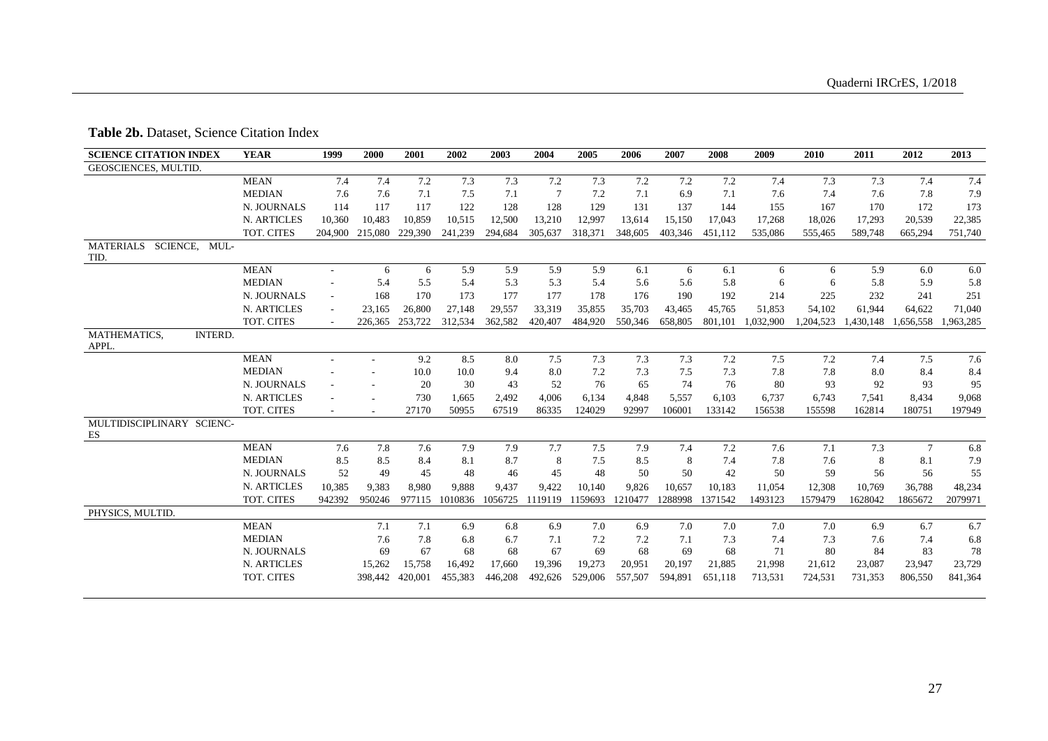**Table 2b.** Dataset, Science Citation Index

| SCIENCE CITATION INDEX | YEAR | 1999 | 2000 | 2001 | 2002 | 2003 | 2004 | 2005 | 2006 | 2007 | 2008 | 2009 | 2010 | 2011 | 2012 | 2013 |
|---|---|---|---|---|---|---|---|---|---|---|---|---|---|---|---|---|
| GEOSCIENCES, MULTID. | | | | | | | | | | | | | | | | |
| | MEAN | 7.4 | 7.4 | 7.2 | 7.3 | 7.3 | 7.2 | 7.3 | 7.2 | 7.2 | 7.2 | 7.4 | 7.3 | 7.3 | 7.4 | 7.4 |
| | MEDIAN | 7.6 | 7.6 | 7.1 | 7.5 | 7.1 | 7 | 7.2 | 7.1 | 6.9 | 7.1 | 7.6 | 7.4 | 7.6 | 7.8 | 7.9 |
| | N. JOURNALS | 114 | 117 | 117 | 122 | 128 | 128 | 129 | 131 | 137 | 144 | 155 | 167 | 170 | 172 | 173 |
| | N. ARTICLES | 10,360 | 10,483 | 10,859 | 10,515 | 12,500 | 13,210 | 12,997 | 13,614 | 15,150 | 17,043 | 17,268 | 18,026 | 17,293 | 20,539 | 22,385 |
| | TOT. CITES | 204,900 | 215,080 | 229,390 | 241,239 | 294,684 | 305,637 | 318,371 | 348,605 | 403,346 | 451,112 | 535,086 | 555,465 | 589,748 | 665,294 | 751,740 |
| MATERIALS SCIENCE, MULTID. | | | | | | | | | | | | | | | | |
| | MEAN | - | 6 | 6 | 5.9 | 5.9 | 5.9 | 5.9 | 6.1 | 6 | 6.1 | 6 | 6 | 5.9 | 6.0 | 6.0 |
| | MEDIAN | - | 5.4 | 5.5 | 5.4 | 5.3 | 5.3 | 5.4 | 5.6 | 5.6 | 5.8 | 6 | 6 | 5.8 | 5.9 | 5.8 |
| | N. JOURNALS | - | 168 | 170 | 173 | 177 | 177 | 178 | 176 | 190 | 192 | 214 | 225 | 232 | 241 | 251 |
| | N. ARTICLES | - | 23,165 | 26,800 | 27,148 | 29,557 | 33,319 | 35,855 | 35,703 | 43,465 | 45,765 | 51,853 | 54,102 | 61,944 | 64,622 | 71,040 |
| | TOT. CITES | - | 226,365 | 253,722 | 312,534 | 362,582 | 420,407 | 484,920 | 550,346 | 658,805 | 801,101 | 1,032,900 | 1,204,523 | 1,430,148 | 1,656,558 | 1,963,285 |
| MATHEMATICS, INTERD. APPL. | | | | | | | | | | | | | | | | |
| | MEAN | - | - | 9.2 | 8.5 | 8.0 | 7.5 | 7.3 | 7.3 | 7.3 | 7.2 | 7.5 | 7.2 | 7.4 | 7.5 | 7.6 |
| | MEDIAN | - | - | 10.0 | 10.0 | 9.4 | 8.0 | 7.2 | 7.3 | 7.5 | 7.3 | 7.8 | 7.8 | 8.0 | 8.4 | 8.4 |
| | N. JOURNALS | - | - | 20 | 30 | 43 | 52 | 76 | 65 | 74 | 76 | 80 | 93 | 92 | 93 | 95 |
| | N. ARTICLES | - | - | 730 | 1,665 | 2,492 | 4,006 | 6,134 | 4,848 | 5,557 | 6,103 | 6,737 | 6,743 | 7,541 | 8,434 | 9,068 |
| | TOT. CITES | - | - | 27170 | 50955 | 67519 | 86335 | 124029 | 92997 | 106001 | 133142 | 156538 | 155598 | 162814 | 180751 | 197949 |
| MULTIDISCIPLINARY SCIENCES | | | | | | | | | | | | | | | | |
| | MEAN | 7.6 | 7.8 | 7.6 | 7.9 | 7.9 | 7.7 | 7.5 | 7.9 | 7.4 | 7.2 | 7.6 | 7.1 | 7.3 | 7 | 6.8 |
| | MEDIAN | 8.5 | 8.5 | 8.4 | 8.1 | 8.7 | 8 | 7.5 | 8.5 | 8 | 7.4 | 7.8 | 7.6 | 8 | 8.1 | 7.9 |
| | N. JOURNALS | 52 | 49 | 45 | 48 | 46 | 45 | 48 | 50 | 50 | 42 | 50 | 59 | 56 | 56 | 55 |
| | N. ARTICLES | 10,385 | 9,383 | 8,980 | 9,888 | 9,437 | 9,422 | 10,140 | 9,826 | 10,657 | 10,183 | 11,054 | 12,308 | 10,769 | 36,788 | 48,234 |
| | TOT. CITES | 942392 | 950246 | 977115 | 1010836 | 1056725 | 1119119 | 1159693 | 1210477 | 1288998 | 1371542 | 1493123 | 1579479 | 1628042 | 1865672 | 2079971 |
| PHYSICS, MULTID. | | | | | | | | | | | | | | | | |
| | MEAN | | 7.1 | 7.1 | 6.9 | 6.8 | 6.9 | 7.0 | 6.9 | 7.0 | 7.0 | 7.0 | 7.0 | 6.9 | 6.7 | 6.7 |
| | MEDIAN | | 7.6 | 7.8 | 6.8 | 6.7 | 7.1 | 7.2 | 7.2 | 7.1 | 7.3 | 7.4 | 7.3 | 7.6 | 7.4 | 6.8 |
| | N. JOURNALS | | 69 | 67 | 68 | 68 | 67 | 69 | 68 | 69 | 68 | 71 | 80 | 84 | 83 | 78 |
| | N. ARTICLES | | 15,262 | 15,758 | 16,492 | 17,660 | 19,396 | 19,273 | 20,951 | 20,197 | 21,885 | 21,998 | 21,612 | 23,087 | 23,947 | 23,729 |
| | TOT. CITES | | 398,442 | 420,001 | 455,383 | 446,208 | 492,626 | 529,006 | 557,507 | 594,891 | 651,118 | 713,531 | 724,531 | 731,353 | 806,550 | 841,364 |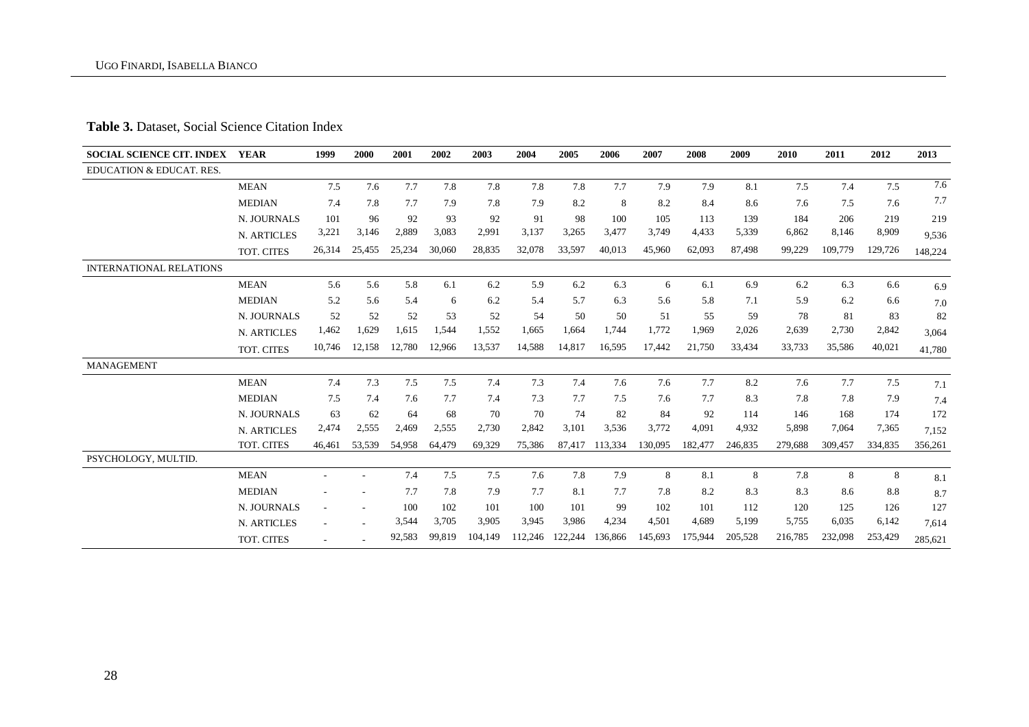**Table 3.** Dataset, Social Science Citation Index

| SOCIAL SCIENCE CIT. INDEX | YEAR | 1999 | 2000 | 2001 | 2002 | 2003 | 2004 | 2005 | 2006 | 2007 | 2008 | 2009 | 2010 | 2011 | 2012 | 2013 |
|---|---|---|---|---|---|---|---|---|---|---|---|---|---|---|---|---|
| EDUCATION & EDUCAT. RES. | | | | | | | | | | | | | | | | |
| | MEAN | 7.5 | 7.6 | 7.7 | 7.8 | 7.8 | 7.8 | 7.8 | 7.7 | 7.9 | 7.9 | 8.1 | 7.5 | 7.4 | 7.5 | 7.6 |
| | MEDIAN | 7.4 | 7.8 | 7.7 | 7.9 | 7.8 | 7.9 | 8.2 | 8 | 8.2 | 8.4 | 8.6 | 7.6 | 7.5 | 7.6 | 7.7 |
| | N. JOURNALS | 101 | 96 | 92 | 93 | 92 | 91 | 98 | 100 | 105 | 113 | 139 | 184 | 206 | 219 | 219 |
| | N. ARTICLES | 3,221 | 3,146 | 2,889 | 3,083 | 2,991 | 3,137 | 3,265 | 3,477 | 3,749 | 4,433 | 5,339 | 6,862 | 8,146 | 8,909 | 9,536 |
| | TOT. CITES | 26,314 | 25,455 | 25,234 | 30,060 | 28,835 | 32,078 | 33,597 | 40,013 | 45,960 | 62,093 | 87,498 | 99,229 | 109,779 | 129,726 | 148,224 |
| INTERNATIONAL RELATIONS | | | | | | | | | | | | | | | | |
| | MEAN | 5.6 | 5.6 | 5.8 | 6.1 | 6.2 | 5.9 | 6.2 | 6.3 | 6 | 6.1 | 6.9 | 6.2 | 6.3 | 6.6 | 6.9 |
| | MEDIAN | 5.2 | 5.6 | 5.4 | 6 | 6.2 | 5.4 | 5.7 | 6.3 | 5.6 | 5.8 | 7.1 | 5.9 | 6.2 | 6.6 | 7.0 |
| | N. JOURNALS | 52 | 52 | 52 | 53 | 52 | 54 | 50 | 50 | 51 | 55 | 59 | 78 | 81 | 83 | 82 |
| | N. ARTICLES | 1,462 | 1,629 | 1,615 | 1,544 | 1,552 | 1,665 | 1,664 | 1,744 | 1,772 | 1,969 | 2,026 | 2,639 | 2,730 | 2,842 | 3,064 |
| | TOT. CITES | 10,746 | 12,158 | 12,780 | 12,966 | 13,537 | 14,588 | 14,817 | 16,595 | 17,442 | 21,750 | 33,434 | 33,733 | 35,586 | 40,021 | 41,780 |
| MANAGEMENT | | | | | | | | | | | | | | | | |
| | MEAN | 7.4 | 7.3 | 7.5 | 7.5 | 7.4 | 7.3 | 7.4 | 7.6 | 7.6 | 7.7 | 8.2 | 7.6 | 7.7 | 7.5 | 7.1 |
| | MEDIAN | 7.5 | 7.4 | 7.6 | 7.7 | 7.4 | 7.3 | 7.7 | 7.5 | 7.6 | 7.7 | 8.3 | 7.8 | 7.8 | 7.9 | 7.4 |
| | N. JOURNALS | 63 | 62 | 64 | 68 | 70 | 70 | 74 | 82 | 84 | 92 | 114 | 146 | 168 | 174 | 172 |
| | N. ARTICLES | 2,474 | 2,555 | 2,469 | 2,555 | 2,730 | 2,842 | 3,101 | 3,536 | 3,772 | 4,091 | 4,932 | 5,898 | 7,064 | 7,365 | 7,152 |
| | TOT. CITES | 46,461 | 53,539 | 54,958 | 64,479 | 69,329 | 75,386 | 87,417 | 113,334 | 130,095 | 182,477 | 246,835 | 279,688 | 309,457 | 334,835 | 356,261 |
| PSYCHOLOGY, MULTID. | | | | | | | | | | | | | | | | |
| | MEAN | - | - | 7.4 | 7.5 | 7.5 | 7.6 | 7.8 | 7.9 | 8 | 8.1 | 8 | 7.8 | 8 | 8 | 8.1 |
| | MEDIAN | - | - | 7.7 | 7.8 | 7.9 | 7.7 | 8.1 | 7.7 | 7.8 | 8.2 | 8.3 | 8.3 | 8.6 | 8.8 | 8.7 |
| | N. JOURNALS | - | - | 100 | 102 | 101 | 100 | 101 | 99 | 102 | 101 | 112 | 120 | 125 | 126 | 127 |
| | N. ARTICLES | - | - | 3,544 | 3,705 | 3,905 | 3,945 | 3,986 | 4,234 | 4,501 | 4,689 | 5,199 | 5,755 | 6,035 | 6,142 | 7,614 |
| | TOT. CITES | - | - | 92,583 | 99,819 | 104,149 | 112,246 | 122,244 | 136,866 | 145,693 | 175,944 | 205,528 | 216,785 | 232,098 | 253,429 | 285,621 |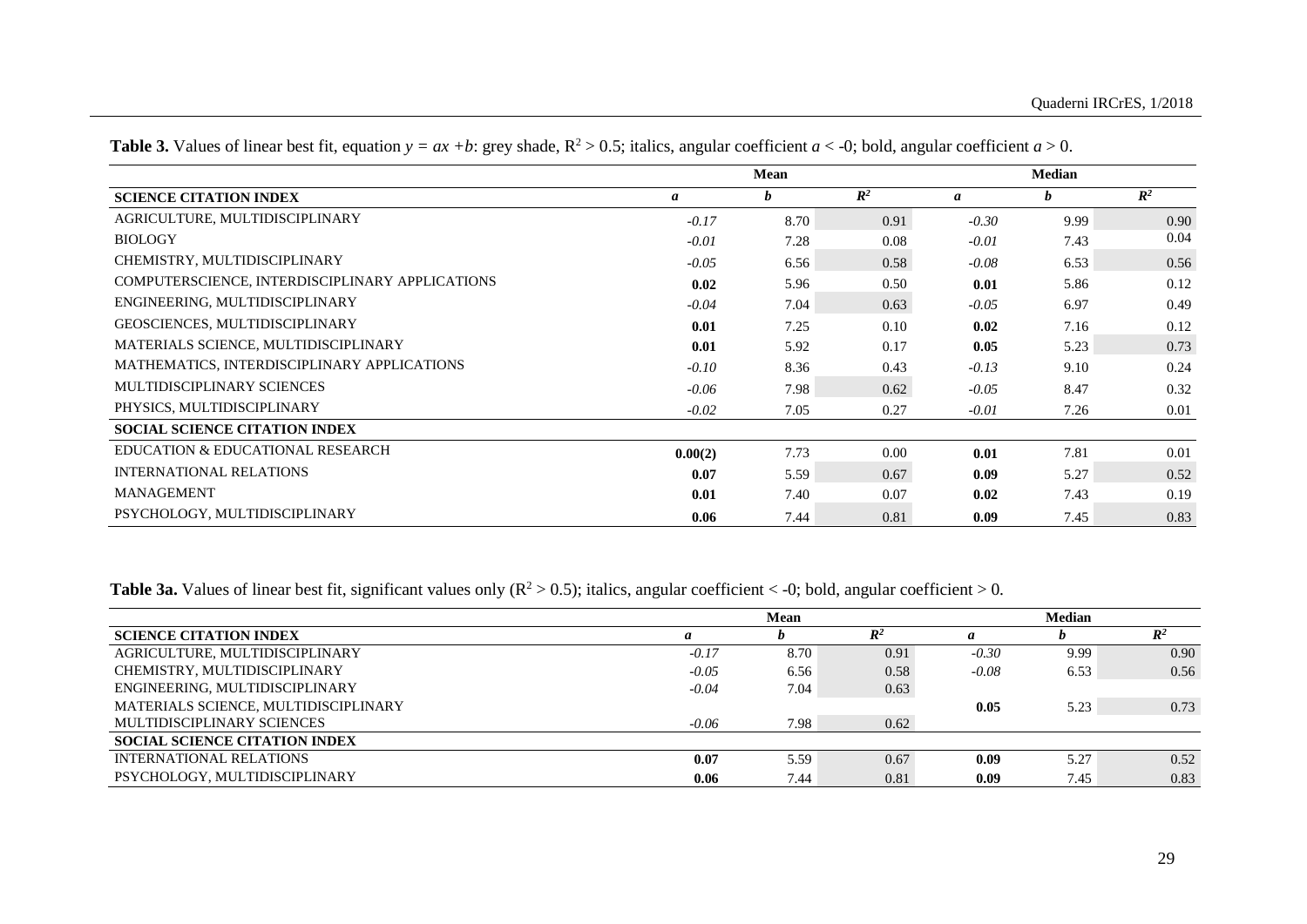**Table 3.** Values of linear best fit, equation $y = ax + b$: grey shade, $R^2 > 0.5$; italics, angular coefficient $a < -0$; bold, angular coefficient $a > 0$.

| | Mean | | | Median | | |
|---|---|---|---|---|---|---|
| **SCIENCE CITATION INDEX** | ***a*** | ***b*** | $R^2$ | ***a*** | ***b*** | $R^2$ |
| AGRICULTURE, MULTIDISCIPLINARY | *-0.17* | 8.70 | 0.91 | *-0.30* | 9.99 | 0.90 |
| BIOLOGY | *-0.01* | 7.28 | 0.08 | *-0.01* | 7.43 | 0.04 |
| CHEMISTRY, MULTIDISCIPLINARY | *-0.05* | 6.56 | 0.58 | *-0.08* | 6.53 | 0.56 |
| COMPUTERSCIENCE, INTERDISCIPLINARY APPLICATIONS | **0.02** | 5.96 | 0.50 | **0.01** | 5.86 | 0.12 |
| ENGINEERING, MULTIDISCIPLINARY | *-0.04* | 7.04 | 0.63 | *-0.05* | 6.97 | 0.49 |
| GEOSCIENCES, MULTIDISCIPLINARY | **0.01** | 7.25 | 0.10 | **0.02** | 7.16 | 0.12 |
| MATERIALS SCIENCE, MULTIDISCIPLINARY | **0.01** | 5.92 | 0.17 | **0.05** | 5.23 | 0.73 |
| MATHEMATICS, INTERDISCIPLINARY APPLICATIONS | *-0.10* | 8.36 | 0.43 | *-0.13* | 9.10 | 0.24 |
| MULTIDISCIPLINARY SCIENCES | *-0.06* | 7.98 | 0.62 | *-0.05* | 8.47 | 0.32 |
| PHYSICS, MULTIDISCIPLINARY | *-0.02* | 7.05 | 0.27 | *-0.01* | 7.26 | 0.01 |
| **SOCIAL SCIENCE CITATION INDEX** | | | | | | |
| EDUCATION & EDUCATIONAL RESEARCH | **0.00(2)** | 7.73 | 0.00 | **0.01** | 7.81 | 0.01 |
| INTERNATIONAL RELATIONS | **0.07** | 5.59 | 0.67 | **0.09** | 5.27 | 0.52 |
| MANAGEMENT | **0.01** | 7.40 | 0.07 | **0.02** | 7.43 | 0.19 |
| PSYCHOLOGY, MULTIDISCIPLINARY | **0.06** | 7.44 | 0.81 | **0.09** | 7.45 | 0.83 |

**Table 3a.** Values of linear best fit, significant values only ($R^2 > 0.5$); italics, angular coefficient < -0; bold, angular coefficient > 0.

| | Mean | | | Median | | |
|---|---|---|---|---|---|---|
| **SCIENCE CITATION INDEX** | ***a*** | ***b*** | $R^2$ | ***a*** | ***b*** | $R^2$ |
| AGRICULTURE, MULTIDISCIPLINARY | *-0.17* | 8.70 | 0.91 | *-0.30* | 9.99 | 0.90 |
| CHEMISTRY, MULTIDISCIPLINARY | *-0.05* | 6.56 | 0.58 | *-0.08* | 6.53 | 0.56 |
| ENGINEERING, MULTIDISCIPLINARY | *-0.04* | 7.04 | 0.63 | | | |
| MATERIALS SCIENCE, MULTIDISCIPLINARY | | | | **0.05** | 5.23 | 0.73 |
| MULTIDISCIPLINARY SCIENCES | *-0.06* | 7.98 | 0.62 | | | |
| **SOCIAL SCIENCE CITATION INDEX** | | | | | | |
| INTERNATIONAL RELATIONS | **0.07** | 5.59 | 0.67 | **0.09** | 5.27 | 0.52 |
| PSYCHOLOGY, MULTIDISCIPLINARY | **0.06** | 7.44 | 0.81 | **0.09** | 7.45 | 0.83 |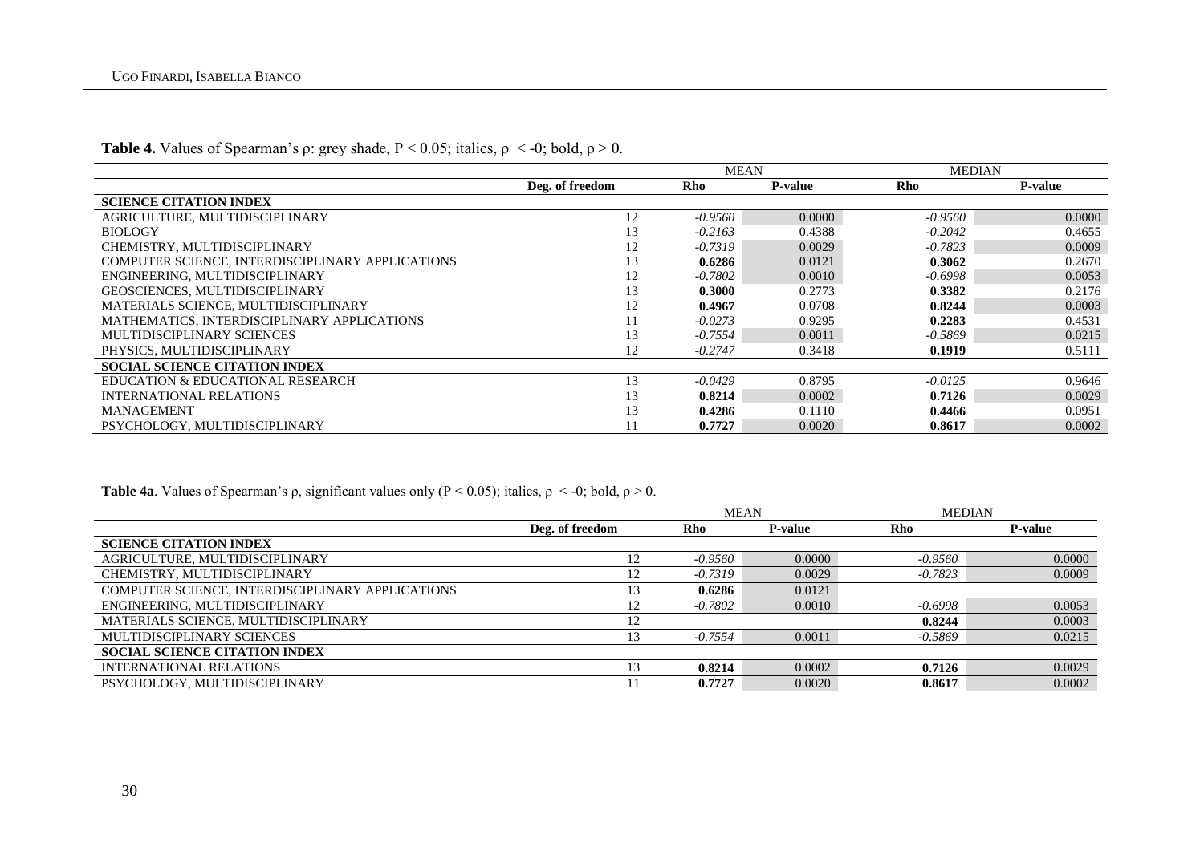**Table 4.** Values of Spearman's ρ: grey shade, $P < 0.05$; italics, $\rho < -0$; bold, $\rho > 0$.

| | | MEAN | | MEDIAN | |
|---|---|---|---|---|---|
| | **Deg. of freedom** | **Rho** | **P-value** | **Rho** | **P-value** |
| **SCIENCE CITATION INDEX** | | | | | |
| AGRICULTURE, MULTIDISCIPLINARY | 12 | *-0.9560* | 0.0000 | *-0.9560* | 0.0000 |
| BIOLOGY | 13 | *-0.2163* | 0.4388 | *-0.2042* | 0.4655 |
| CHEMISTRY, MULTIDISCIPLINARY | 12 | *-0.7319* | 0.0029 | *-0.7823* | 0.0009 |
| COMPUTER SCIENCE, INTERDISCIPLINARY APPLICATIONS | 13 | **0.6286** | 0.0121 | **0.3062** | 0.2670 |
| ENGINEERING, MULTIDISCIPLINARY | 12 | *-0.7802* | 0.0010 | *-0.6998* | 0.0053 |
| GEOSCIENCES, MULTIDISCIPLINARY | 13 | **0.3000** | 0.2773 | **0.3382** | 0.2176 |
| MATERIALS SCIENCE, MULTIDISCIPLINARY | 12 | **0.4967** | 0.0708 | **0.8244** | 0.0003 |
| MATHEMATICS, INTERDISCIPLINARY APPLICATIONS | 11 | *-0.0273* | 0.9295 | **0.2283** | 0.4531 |
| MULTIDISCIPLINARY SCIENCES | 13 | *-0.7554* | 0.0011 | *-0.5869* | 0.0215 |
| PHYSICS, MULTIDISCIPLINARY | 12 | *-0.2747* | 0.3418 | **0.1919** | 0.5111 |
| **SOCIAL SCIENCE CITATION INDEX** | | | | | |
| EDUCATION & EDUCATIONAL RESEARCH | 13 | *-0.0429* | 0.8795 | *-0.0125* | 0.9646 |
| INTERNATIONAL RELATIONS | 13 | **0.8214** | 0.0002 | **0.7126** | 0.0029 |
| MANAGEMENT | 13 | **0.4286** | 0.1110 | **0.4466** | 0.0951 |
| PSYCHOLOGY, MULTIDISCIPLINARY | 11 | **0.7727** | 0.0020 | **0.8617** | 0.0002 |

**Table 4a**. Values of Spearman's ρ, significant values only ($P < 0.05$); italics, $\rho < -0$; bold, $\rho > 0$.

| | | MEAN | | MEDIAN | |
|---|---|---|---|---|---|
| | **Deg. of freedom** | **Rho** | **P-value** | **Rho** | **P-value** |
| **SCIENCE CITATION INDEX** | | | | | |
| AGRICULTURE, MULTIDISCIPLINARY | 12 | *-0.9560* | 0.0000 | *-0.9560* | 0.0000 |
| CHEMISTRY, MULTIDISCIPLINARY | 12 | *-0.7319* | 0.0029 | *-0.7823* | 0.0009 |
| COMPUTER SCIENCE, INTERDISCIPLINARY APPLICATIONS | 13 | **0.6286** | 0.0121 | | |
| ENGINEERING, MULTIDISCIPLINARY | 12 | *-0.7802* | 0.0010 | *-0.6998* | 0.0053 |
| MATERIALS SCIENCE, MULTIDISCIPLINARY | 12 | | | **0.8244** | 0.0003 |
| MULTIDISCIPLINARY SCIENCES | 13 | *-0.7554* | 0.0011 | *-0.5869* | 0.0215 |
| **SOCIAL SCIENCE CITATION INDEX** | | | | | |
| INTERNATIONAL RELATIONS | 13 | **0.8214** | 0.0002 | **0.7126** | 0.0029 |
| PSYCHOLOGY, MULTIDISCIPLINARY | 11 | **0.7727** | 0.0020 | **0.8617** | 0.0002 |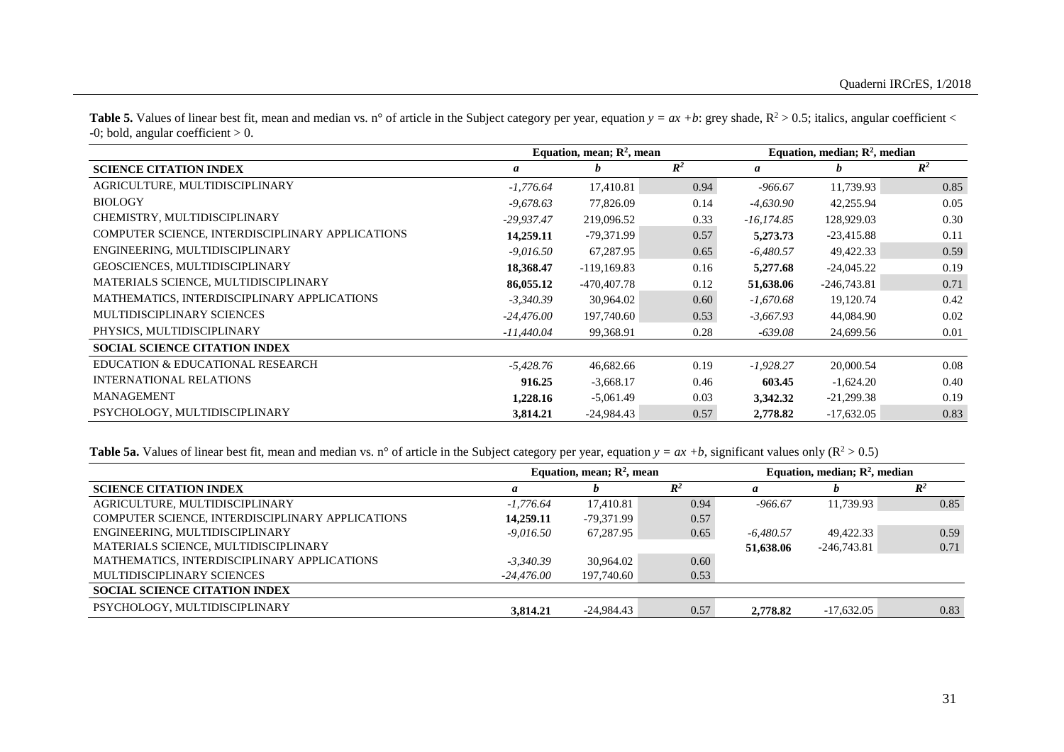**Table 5.** Values of linear best fit, mean and median vs. n° of article in the Subject category per year, equation $y = ax + b$: grey shade, $R^2 > 0.5$; italics, angular coefficient < -0; bold, angular coefficient > 0.

| | Equation, mean; $R^2$, mean | | | Equation, median; $R^2$, median | | |
|---|---|---|---|---|---|---|
| **SCIENCE CITATION INDEX** | ***a*** | ***b*** | $R^2$ | ***a*** | ***b*** | $R^2$ |
| AGRICULTURE, MULTIDISCIPLINARY | *-1,776.64* | 17,410.81 | 0.94 | *-966.67* | 11,739.93 | 0.85 |
| BIOLOGY | *-9,678.63* | 77,826.09 | 0.14 | *-4,630.90* | 42,255.94 | 0.05 |
| CHEMISTRY, MULTIDISCIPLINARY | *-29,937.47* | 219,096.52 | 0.33 | *-16,174.85* | 128,929.03 | 0.30 |
| COMPUTER SCIENCE, INTERDISCIPLINARY APPLICATIONS | **14,259.11** | -79,371.99 | 0.57 | **5,273.73** | -23,415.88 | 0.11 |
| ENGINEERING, MULTIDISCIPLINARY | *-9,016.50* | 67,287.95 | 0.65 | *-6,480.57* | 49,422.33 | 0.59 |
| GEOSCIENCES, MULTIDISCIPLINARY | **18,368.47** | -119,169.83 | 0.16 | **5,277.68** | -24,045.22 | 0.19 |
| MATERIALS SCIENCE, MULTIDISCIPLINARY | **86,055.12** | -470,407.78 | 0.12 | **51,638.06** | -246,743.81 | 0.71 |
| MATHEMATICS, INTERDISCIPLINARY APPLICATIONS | *-3,340.39* | 30,964.02 | 0.60 | *-1,670.68* | 19,120.74 | 0.42 |
| MULTIDISCIPLINARY SCIENCES | *-24,476.00* | 197,740.60 | 0.53 | *-3,667.93* | 44,084.90 | 0.02 |
| PHYSICS, MULTIDISCIPLINARY | *-11,440.04* | 99,368.91 | 0.28 | *-639.08* | 24,699.56 | 0.01 |
| **SOCIAL SCIENCE CITATION INDEX** | | | | | | |
| EDUCATION & EDUCATIONAL RESEARCH | *-5,428.76* | 46,682.66 | 0.19 | *-1,928.27* | 20,000.54 | 0.08 |
| INTERNATIONAL RELATIONS | **916.25** | -3,668.17 | 0.46 | **603.45** | -1,624.20 | 0.40 |
| MANAGEMENT | **1,228.16** | -5,061.49 | 0.03 | **3,342.32** | -21,299.38 | 0.19 |
| PSYCHOLOGY, MULTIDISCIPLINARY | **3,814.21** | -24,984.43 | 0.57 | **2,778.82** | -17,632.05 | 0.83 |

**Table 5a.** Values of linear best fit, mean and median vs. n° of article in the Subject category per year, equation $y = ax + b$, significant values only ($R^2 > 0.5$)

| | Equation, mean; $R^2$, mean | | | Equation, median; $R^2$, median | | |
|---|---|---|---|---|---|---|
| **SCIENCE CITATION INDEX** | ***a*** | ***b*** | $R^2$ | ***a*** | ***b*** | $R^2$ |
| AGRICULTURE, MULTIDISCIPLINARY | *-1,776.64* | 17,410.81 | 0.94 | *-966.67* | 11,739.93 | 0.85 |
| COMPUTER SCIENCE, INTERDISCIPLINARY APPLICATIONS | **14,259.11** | -79,371.99 | 0.57 | | | |
| ENGINEERING, MULTIDISCIPLINARY | *-9,016.50* | 67,287.95 | 0.65 | *-6,480.57* | 49,422.33 | 0.59 |
| MATERIALS SCIENCE, MULTIDISCIPLINARY | | | | **51,638.06** | -246,743.81 | 0.71 |
| MATHEMATICS, INTERDISCIPLINARY APPLICATIONS | *-3,340.39* | 30,964.02 | 0.60 | | | |
| MULTIDISCIPLINARY SCIENCES | *-24,476.00* | 197,740.60 | 0.53 | | | |
| **SOCIAL SCIENCE CITATION INDEX** | | | | | | |
| PSYCHOLOGY, MULTIDISCIPLINARY | **3,814.21** | -24,984.43 | 0.57 | **2,778.82** | -17,632.05 | 0.83 |